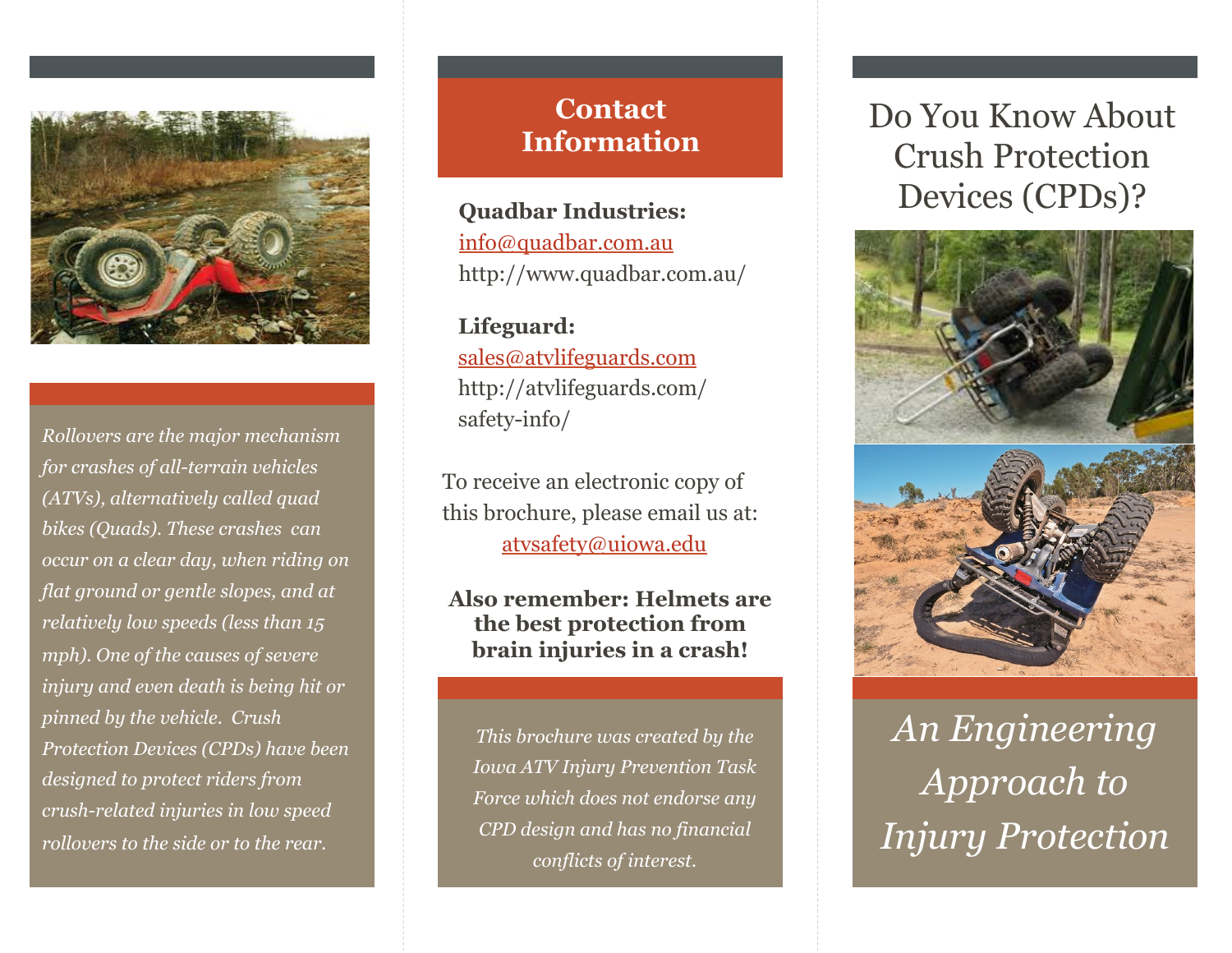*Rollovers are the major mechanism for crashes of all-terrain vehicles (ATVs), alternatively called quad bikes (Quads). These crashes can occur on a clear day, when riding on flat ground or gentle slopes, and at relatively low speeds (less than 15 mph). One of the causes of severe injury and even death is being hit or pinned by the vehicle. Crush Protection Devices (CPDs) have been designed to protect riders from crush-related injuries in low speed rollovers to the side or to the rear.*

## Contact Information

**Quadbar Industries:**
info@quadbar.com.au
http://www.quadbar.com.au/

**Lifeguard:**
sales@atvlifeguards.com
http://atvlifeguards.com/safety-info/

To receive an electronic copy of this brochure, please email us at:
atvsafety@uiowa.edu

**Also remember: Helmets are the best protection from brain injuries in a crash!**

*This brochure was created by the Iowa ATV Injury Prevention Task Force which does not endorse any CPD design and has no financial conflicts of interest.*

# Do You Know About Crush Protection Devices (CPDs)?

*An Engineering Approach to Injury Protection*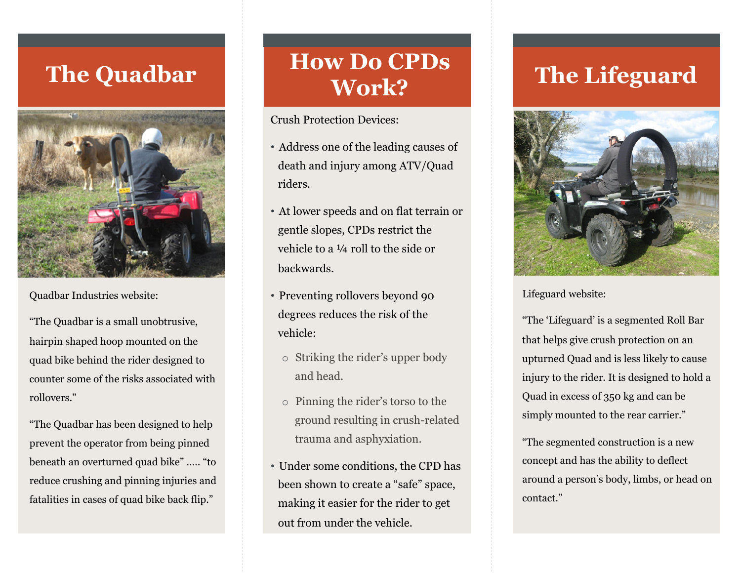# The Quadbar

Quadbar Industries website:

"The Quadbar is a small unobtrusive, hairpin shaped hoop mounted on the quad bike behind the rider designed to counter some of the risks associated with rollovers."

"The Quadbar has been designed to help prevent the operator from being pinned beneath an overturned quad bike" ..... "to reduce crushing and pinning injuries and fatalities in cases of quad bike back flip."

# How Do CPDs Work?

Crush Protection Devices:

- Address one of the leading causes of death and injury among ATV/Quad riders.
- At lower speeds and on flat terrain or gentle slopes, CPDs restrict the vehicle to a ¼ roll to the side or backwards.
- Preventing rollovers beyond 90 degrees reduces the risk of the vehicle:
  - Striking the rider's upper body and head.
  - Pinning the rider's torso to the ground resulting in crush-related trauma and asphyxiation.
- Under some conditions, the CPD has been shown to create a "safe" space, making it easier for the rider to get out from under the vehicle.

# The Lifeguard

Lifeguard website:

"The 'Lifeguard' is a segmented Roll Bar that helps give crush protection on an upturned Quad and is less likely to cause injury to the rider. It is designed to hold a Quad in excess of 350 kg and can be simply mounted to the rear carrier."

"The segmented construction is a new concept and has the ability to deflect around a person's body, limbs, or head on contact."